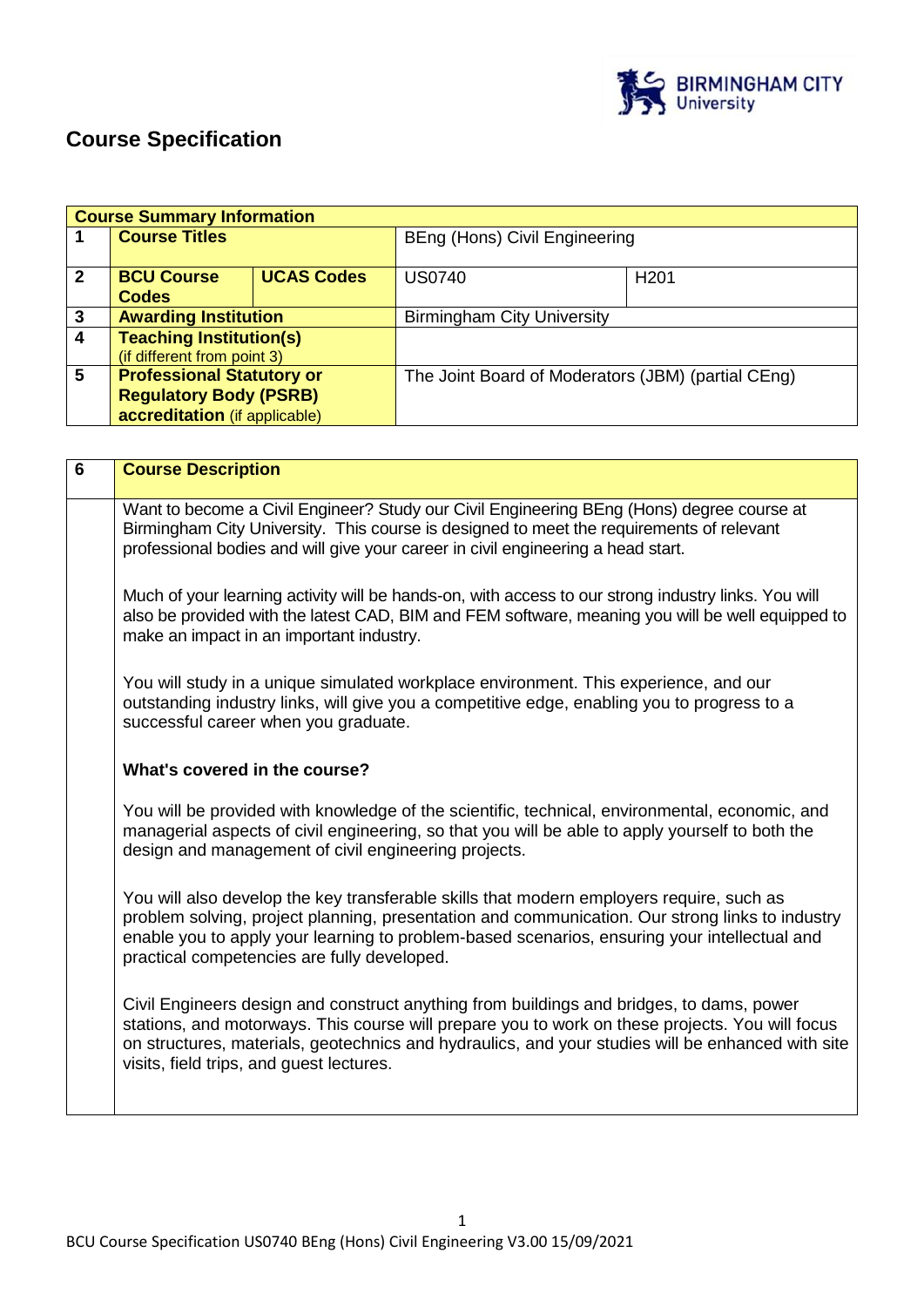# Course Specification

| Course Summary Information | | | | |
|---|---|---|---|---|
| 1 | **Course Titles** | | BEng (Hons) Civil Engineering | |
| 2 | **BCU Course Codes** | **UCAS Codes** | US0740 | H201 |
| 3 | **Awarding Institution** | | Birmingham City University | |
| 4 | **Teaching Institution(s)** (if different from point 3) | | | |
| 5 | **Professional Statutory or Regulatory Body (PSRB) accreditation** (if applicable) | | The Joint Board of Moderators (JBM) (partial CEng) | |

| 6 | **Course Description** |
|---|---|

Want to become a Civil Engineer? Study our Civil Engineering BEng (Hons) degree course at Birmingham City University. This course is designed to meet the requirements of relevant professional bodies and will give your career in civil engineering a head start.

Much of your learning activity will be hands-on, with access to our strong industry links. You will also be provided with the latest CAD, BIM and FEM software, meaning you will be well equipped to make an impact in an important industry.

You will study in a unique simulated workplace environment. This experience, and our outstanding industry links, will give you a competitive edge, enabling you to progress to a successful career when you graduate.

**What's covered in the course?**

You will be provided with knowledge of the scientific, technical, environmental, economic, and managerial aspects of civil engineering, so that you will be able to apply yourself to both the design and management of civil engineering projects.

You will also develop the key transferable skills that modern employers require, such as problem solving, project planning, presentation and communication. Our strong links to industry enable you to apply your learning to problem-based scenarios, ensuring your intellectual and practical competencies are fully developed.

Civil Engineers design and construct anything from buildings and bridges, to dams, power stations, and motorways. This course will prepare you to work on these projects. You will focus on structures, materials, geotechnics and hydraulics, and your studies will be enhanced with site visits, field trips, and guest lectures.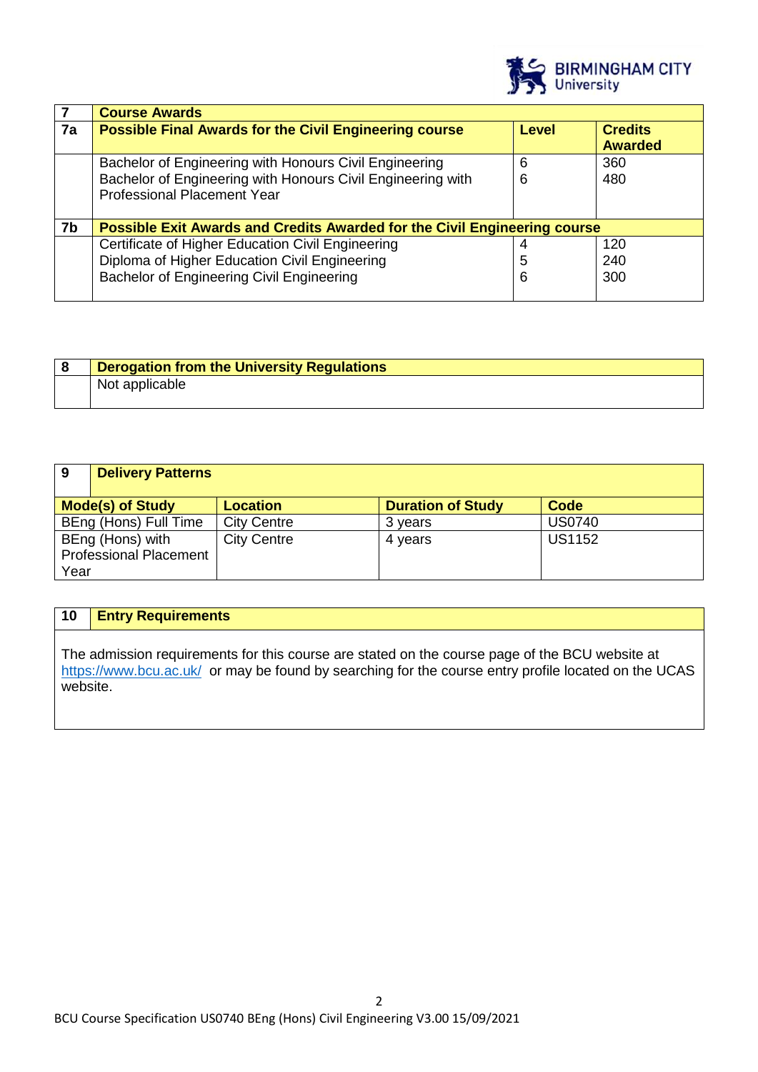| 7 | Course Awards | | |
|---|---|---|---|
| 7a | **Possible Final Awards for the Civil Engineering course** | **Level** | **Credits Awarded** |
| | Bachelor of Engineering with Honours Civil Engineering<br>Bachelor of Engineering with Honours Civil Engineering with Professional Placement Year | 6<br>6 | 360<br>480 |
| 7b | **Possible Exit Awards and Credits Awarded for the Civil Engineering course** | | |
| | Certificate of Higher Education Civil Engineering<br>Diploma of Higher Education Civil Engineering<br>Bachelor of Engineering Civil Engineering | 4<br>5<br>6 | 120<br>240<br>300 |

| 8 | Derogation from the University Regulations |
|---|---|
| | Not applicable |

| 9 | Delivery Patterns | | |
|---|---|---|---|
| **Mode(s) of Study** | **Location** | **Duration of Study** | **Code** |
| BEng (Hons) Full Time | City Centre | 3 years | US0740 |
| BEng (Hons) with Professional Placement Year | City Centre | 4 years | US1152 |

| 10 | Entry Requirements |
|---|---|

The admission requirements for this course are stated on the course page of the BCU website at https://www.bcu.ac.uk/ or may be found by searching for the course entry profile located on the UCAS website.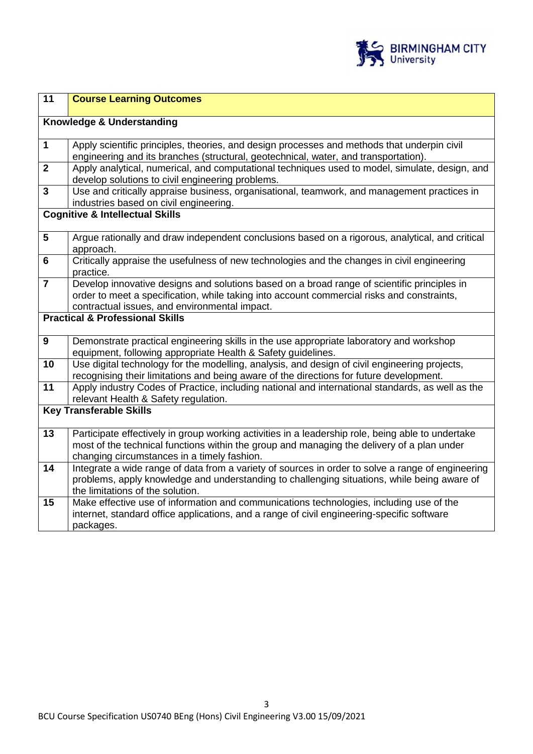| 11 | **Course Learning Outcomes** |
|---|---|
| **Knowledge & Understanding** | |
| **1** | Apply scientific principles, theories, and design processes and methods that underpin civil engineering and its branches (structural, geotechnical, water, and transportation). |
| **2** | Apply analytical, numerical, and computational techniques used to model, simulate, design, and develop solutions to civil engineering problems. |
| **3** | Use and critically appraise business, organisational, teamwork, and management practices in industries based on civil engineering. |
| **Cognitive & Intellectual Skills** | |
| **5** | Argue rationally and draw independent conclusions based on a rigorous, analytical, and critical approach. |
| **6** | Critically appraise the usefulness of new technologies and the changes in civil engineering practice. |
| **7** | Develop innovative designs and solutions based on a broad range of scientific principles in order to meet a specification, while taking into account commercial risks and constraints, contractual issues, and environmental impact. |
| **Practical & Professional Skills** | |
| **9** | Demonstrate practical engineering skills in the use appropriate laboratory and workshop equipment, following appropriate Health & Safety guidelines. |
| **10** | Use digital technology for the modelling, analysis, and design of civil engineering projects, recognising their limitations and being aware of the directions for future development. |
| **11** | Apply industry Codes of Practice, including national and international standards, as well as the relevant Health & Safety regulation. |
| **Key Transferable Skills** | |
| **13** | Participate effectively in group working activities in a leadership role, being able to undertake most of the technical functions within the group and managing the delivery of a plan under changing circumstances in a timely fashion. |
| **14** | Integrate a wide range of data from a variety of sources in order to solve a range of engineering problems, apply knowledge and understanding to challenging situations, while being aware of the limitations of the solution. |
| **15** | Make effective use of information and communications technologies, including use of the internet, standard office applications, and a range of civil engineering-specific software packages. |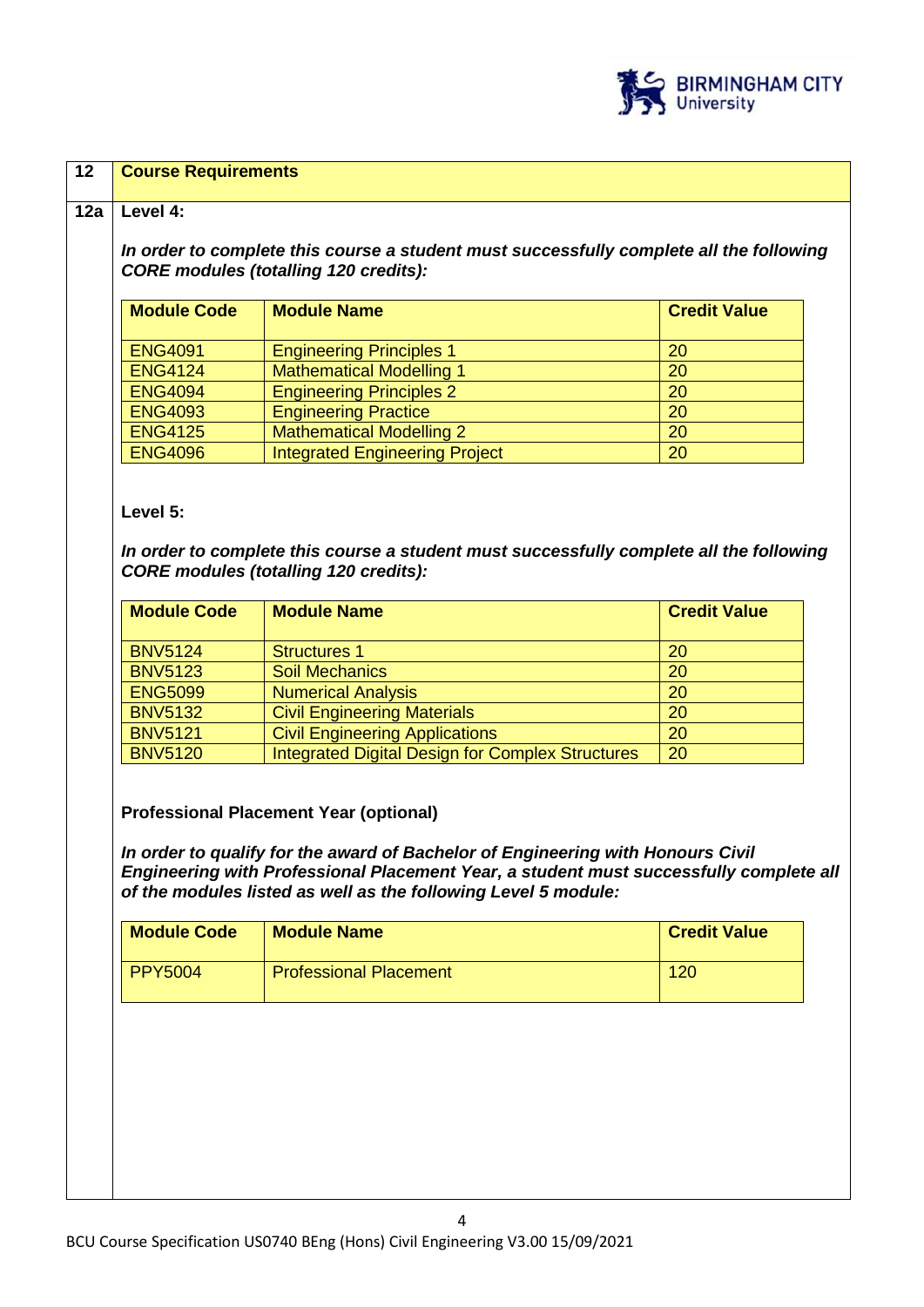## 12 Course Requirements

### 12a Level 4:

***In order to complete this course a student must successfully complete all the following CORE modules (totalling 120 credits):***

| Module Code | Module Name | Credit Value |
|---|---|---|
| ENG4091 | Engineering Principles 1 | 20 |
| ENG4124 | Mathematical Modelling 1 | 20 |
| ENG4094 | Engineering Principles 2 | 20 |
| ENG4093 | Engineering Practice | 20 |
| ENG4125 | Mathematical Modelling 2 | 20 |
| ENG4096 | Integrated Engineering Project | 20 |

**Level 5:**

***In order to complete this course a student must successfully complete all the following CORE modules (totalling 120 credits):***

| Module Code | Module Name | Credit Value |
|---|---|---|
| BNV5124 | Structures 1 | 20 |
| BNV5123 | Soil Mechanics | 20 |
| ENG5099 | Numerical Analysis | 20 |
| BNV5132 | Civil Engineering Materials | 20 |
| BNV5121 | Civil Engineering Applications | 20 |
| BNV5120 | Integrated Digital Design for Complex Structures | 20 |

**Professional Placement Year (optional)**

***In order to qualify for the award of Bachelor of Engineering with Honours Civil Engineering with Professional Placement Year, a student must successfully complete all of the modules listed as well as the following Level 5 module:***

| Module Code | Module Name | Credit Value |
|---|---|---|
| PPY5004 | Professional Placement | 120 |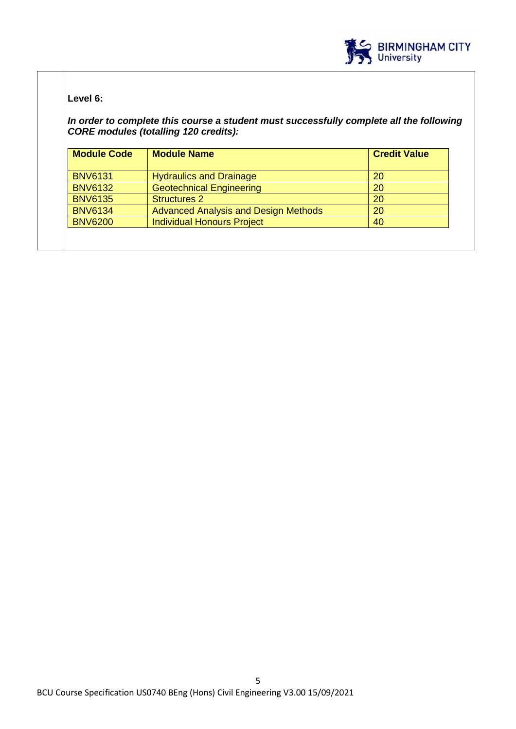**Level 6:**

***In order to complete this course a student must successfully complete all the following CORE modules (totalling 120 credits):***

| Module Code | Module Name | Credit Value |
|---|---|---|
| BNV6131 | Hydraulics and Drainage | 20 |
| BNV6132 | Geotechnical Engineering | 20 |
| BNV6135 | Structures 2 | 20 |
| BNV6134 | Advanced Analysis and Design Methods | 20 |
| BNV6200 | Individual Honours Project | 40 |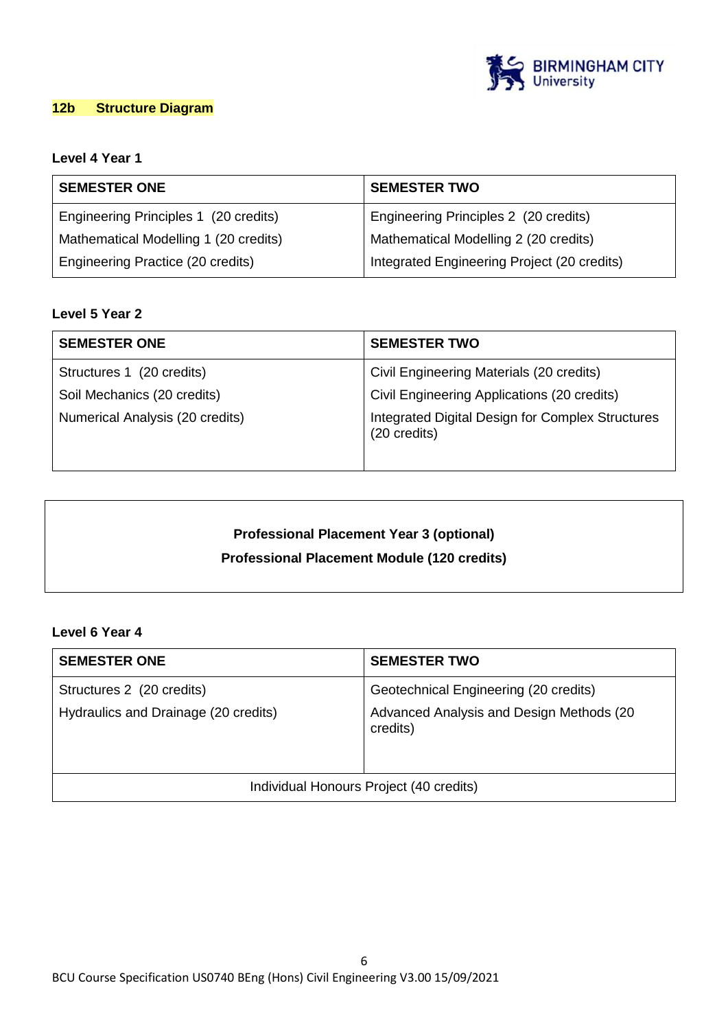## 12b Structure Diagram

**Level 4 Year 1**

| SEMESTER ONE | SEMESTER TWO |
|---|---|
| Engineering Principles 1 (20 credits) | Engineering Principles 2 (20 credits) |
| Mathematical Modelling 1 (20 credits) | Mathematical Modelling 2 (20 credits) |
| Engineering Practice (20 credits) | Integrated Engineering Project (20 credits) |

**Level 5 Year 2**

| SEMESTER ONE | SEMESTER TWO |
|---|---|
| Structures 1 (20 credits) | Civil Engineering Materials (20 credits) |
| Soil Mechanics (20 credits) | Civil Engineering Applications (20 credits) |
| Numerical Analysis (20 credits) | Integrated Digital Design for Complex Structures (20 credits) |

**Professional Placement Year 3 (optional)**

**Professional Placement Module (120 credits)**

**Level 6 Year 4**

| SEMESTER ONE | SEMESTER TWO |
|---|---|
| Structures 2 (20 credits) | Geotechnical Engineering (20 credits) |
| Hydraulics and Drainage (20 credits) | Advanced Analysis and Design Methods (20 credits) |
| Individual Honours Project (40 credits) | |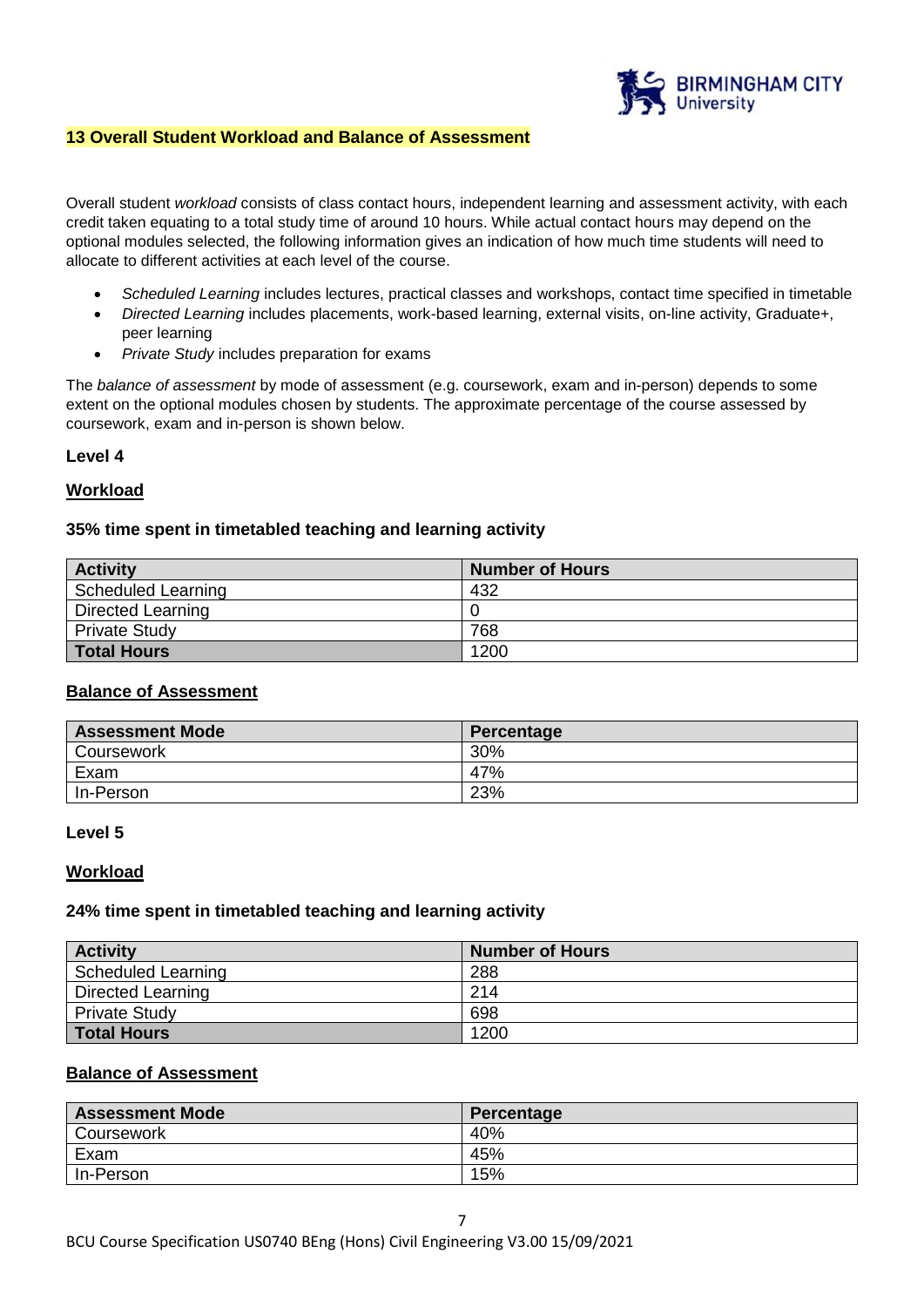## 13 Overall Student Workload and Balance of Assessment

Overall student *workload* consists of class contact hours, independent learning and assessment activity, with each credit taken equating to a total study time of around 10 hours. While actual contact hours may depend on the optional modules selected, the following information gives an indication of how much time students will need to allocate to different activities at each level of the course.

- *Scheduled Learning* includes lectures, practical classes and workshops, contact time specified in timetable
- *Directed Learning* includes placements, work-based learning, external visits, on-line activity, Graduate+, peer learning
- *Private Study* includes preparation for exams

The *balance of assessment* by mode of assessment (e.g. coursework, exam and in-person) depends to some extent on the optional modules chosen by students. The approximate percentage of the course assessed by coursework, exam and in-person is shown below.

**Level 4**

**Workload**

**35% time spent in timetabled teaching and learning activity**

| Activity | Number of Hours |
|---|---|
| Scheduled Learning | 432 |
| Directed Learning | 0 |
| Private Study | 768 |
| **Total Hours** | 1200 |

**Balance of Assessment**

| Assessment Mode | Percentage |
|---|---|
| Coursework | 30% |
| Exam | 47% |
| In-Person | 23% |

**Level 5**

**Workload**

**24% time spent in timetabled teaching and learning activity**

| Activity | Number of Hours |
|---|---|
| Scheduled Learning | 288 |
| Directed Learning | 214 |
| Private Study | 698 |
| **Total Hours** | 1200 |

**Balance of Assessment**

| Assessment Mode | Percentage |
|---|---|
| Coursework | 40% |
| Exam | 45% |
| In-Person | 15% |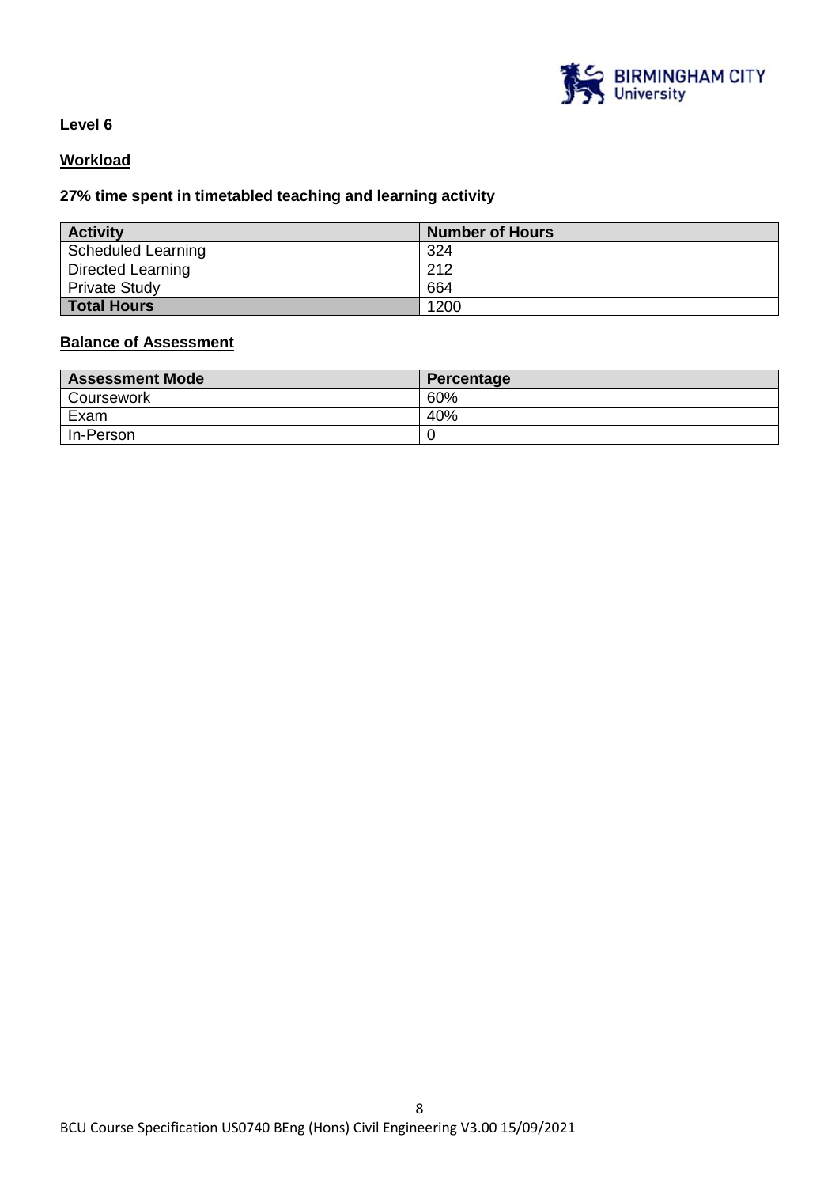**Level 6**

**Workload**

**27% time spent in timetabled teaching and learning activity**

| Activity | Number of Hours |
| --- | --- |
| Scheduled Learning | 324 |
| Directed Learning | 212 |
| Private Study | 664 |
| **Total Hours** | 1200 |

**Balance of Assessment**

| Assessment Mode | Percentage |
| --- | --- |
| Coursework | 60% |
| Exam | 40% |
| In-Person | 0 |